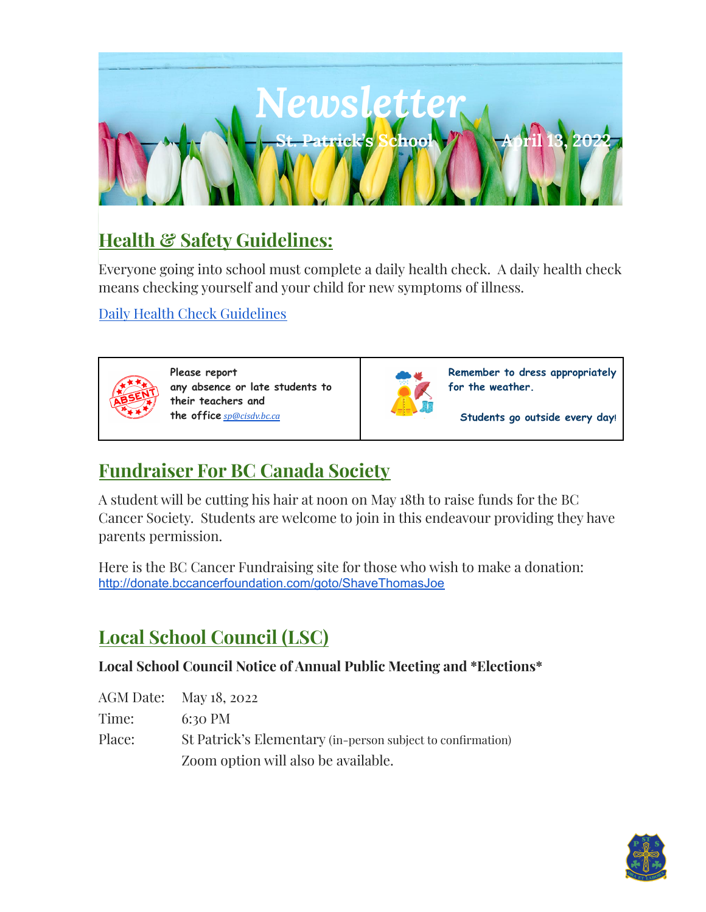# Newsletter

**St. Patrick's School** **April 13, 2022**

## Health & Safety Guidelines:

Everyone going into school must complete a daily health check. A daily health check means checking yourself and your child for new symptoms of illness.

[Daily Health Check Guidelines]

| Please report any absence or late students to their teachers and the office *sp@cisdv.bc.ca* | **Remember to dress appropriately for the weather.** **Students go outside every day!** |
| --- | --- |

## Fundraiser For BC Canada Society

A student will be cutting his hair at noon on May 18th to raise funds for the BC Cancer Society. Students are welcome to join in this endeavour providing they have parents permission.

Here is the BC Cancer Fundraising site for those who wish to make a donation: http://donate.bccancerfoundation.com/goto/ShaveThomasJoe

## Local School Council (LSC)

**Local School Council Notice of Annual Public Meeting and *Elections***

| | |
| --- | --- |
| AGM Date: | May 18, 2022 |
| Time: | 6:30 PM |
| Place: | St Patrick's Elementary (in-person subject to confirmation) |
| | Zoom option will also be available. |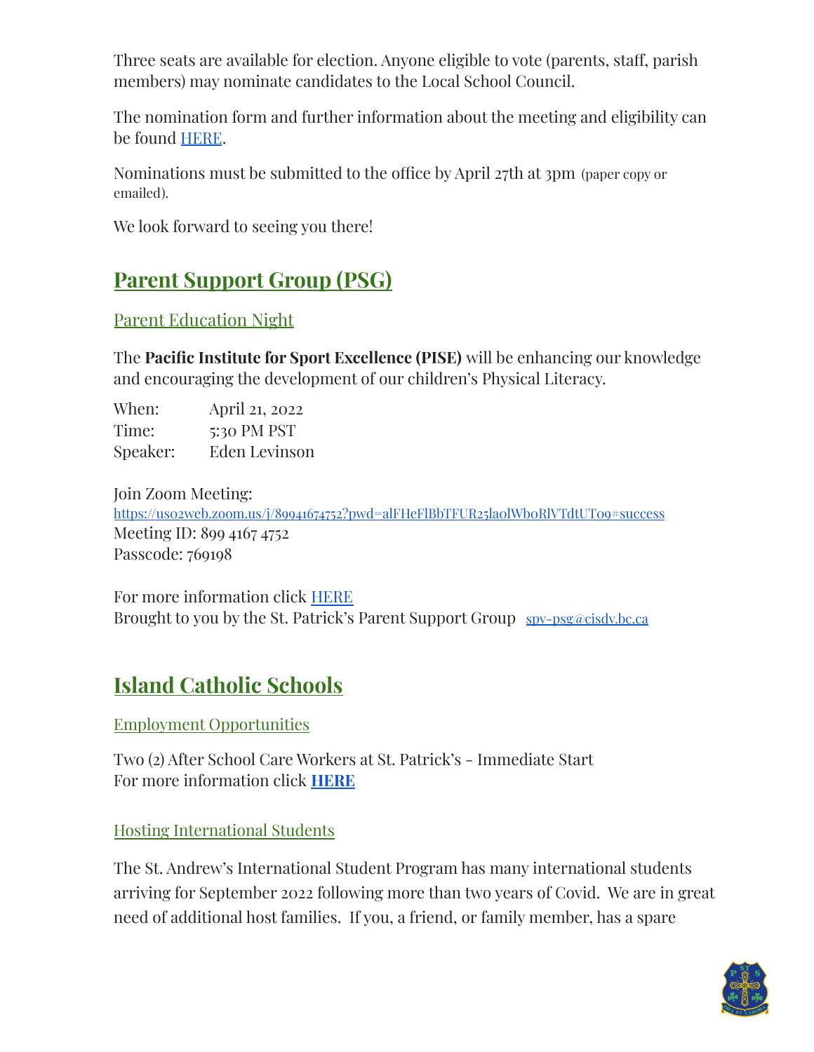Three seats are available for election. Anyone eligible to vote (parents, staff, parish members) may nominate candidates to the Local School Council.

The nomination form and further information about the meeting and eligibility can be found HERE.

Nominations must be submitted to the office by April 27th at 3pm (paper copy or emailed).

We look forward to seeing you there!

## Parent Support Group (PSG)

### Parent Education Night

The **Pacific Institute for Sport Excellence (PISE)** will be enhancing our knowledge and encouraging the development of our children's Physical Literacy.

When: April 21, 2022
Time: 5:30 PM PST
Speaker: Eden Levinson

Join Zoom Meeting:
https://us02web.zoom.us/j/89941674752?pwd=alFHeFlBbTFUR25laolWb0RlVTdtUT09#success
Meeting ID: 899 4167 4752
Passcode: 769198

For more information click HERE
Brought to you by the St. Patrick's Parent Support Group spv-psg@cisdv.bc.ca

## Island Catholic Schools

### Employment Opportunities

Two (2) After School Care Workers at St. Patrick's - Immediate Start
For more information click **HERE**

### Hosting International Students

The St. Andrew's International Student Program has many international students arriving for September 2022 following more than two years of Covid. We are in great need of additional host families. If you, a friend, or family member, has a spare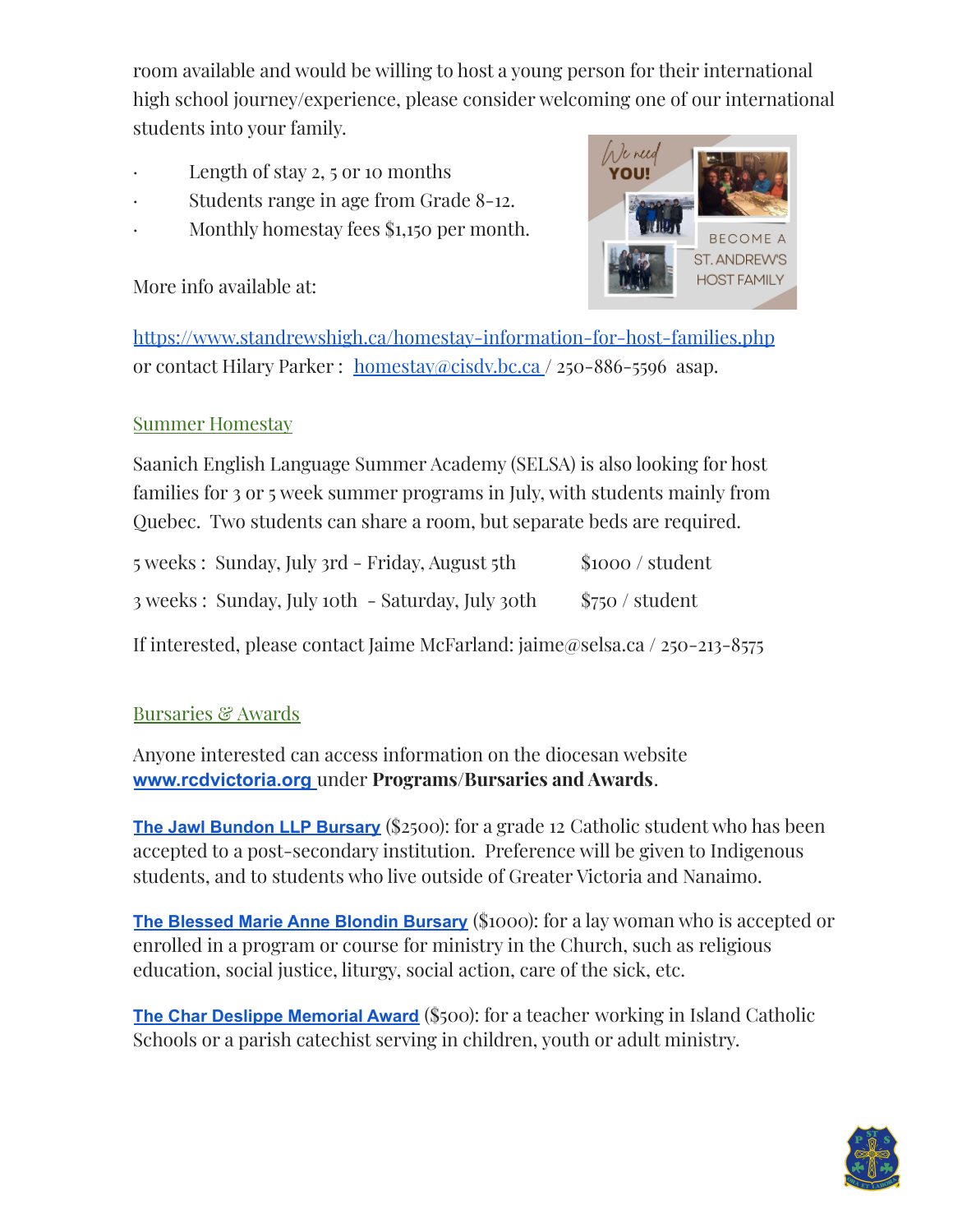room available and would be willing to host a young person for their international high school journey/experience, please consider welcoming one of our international students into your family.

- Length of stay 2, 5 or 10 months
- Students range in age from Grade 8-12.
- Monthly homestay fees $1,150 per month.

More info available at:

https://www.standrewshigh.ca/homestay-information-for-host-families.php or contact Hilary Parker : homestay@cisdv.bc.ca / 250-886-5596 asap.

## Summer Homestay

Saanich English Language Summer Academy (SELSA) is also looking for host families for 3 or 5 week summer programs in July, with students mainly from Quebec. Two students can share a room, but separate beds are required.

| | |
|---|---|
| 5 weeks : Sunday, July 3rd - Friday, August 5th | $1000 / student |
| 3 weeks : Sunday, July 10th - Saturday, July 30th | $750 / student |

If interested, please contact Jaime McFarland: jaime@selsa.ca / 250-213-8575

## Bursaries & Awards

Anyone interested can access information on the diocesan website **www.rcdvictoria.org** under **Programs**/**Bursaries and Awards**.

**The Jawl Bundon LLP Bursary** ($2500): for a grade 12 Catholic student who has been accepted to a post-secondary institution. Preference will be given to Indigenous students, and to students who live outside of Greater Victoria and Nanaimo.

**The Blessed Marie Anne Blondin Bursary** ($1000): for a lay woman who is accepted or enrolled in a program or course for ministry in the Church, such as religious education, social justice, liturgy, social action, care of the sick, etc.

**The Char Deslippe Memorial Award** ($500): for a teacher working in Island Catholic Schools or a parish catechist serving in children, youth or adult ministry.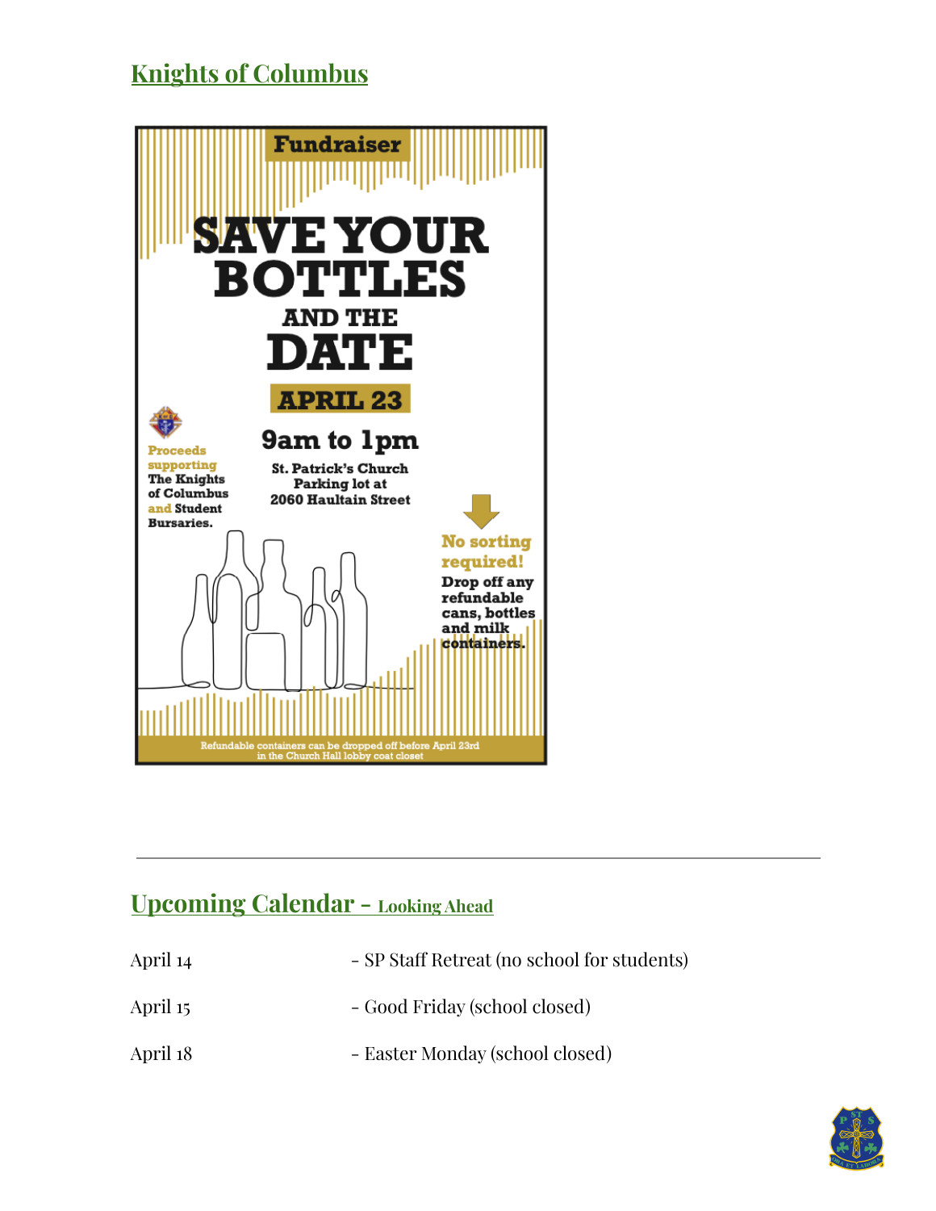## Knights of Columbus

**Fundraiser**

# SAVE YOUR BOTTLES AND THE DATE

**APRIL 23**

**9am to 1pm**

St. Patrick's Church Parking lot at 2060 Haultain Street

Proceeds supporting The Knights of Columbus and Student Bursaries.

**No sorting required!**

Drop off any refundable cans, bottles and milk containers.

Refundable containers can be dropped off before April 23rd in the Church Hall lobby coat closet

---

## Upcoming Calendar – Looking Ahead

| | |
|---|---|
| April 14 | - SP Staff Retreat (no school for students) |
| April 15 | - Good Friday (school closed) |
| April 18 | - Easter Monday (school closed) |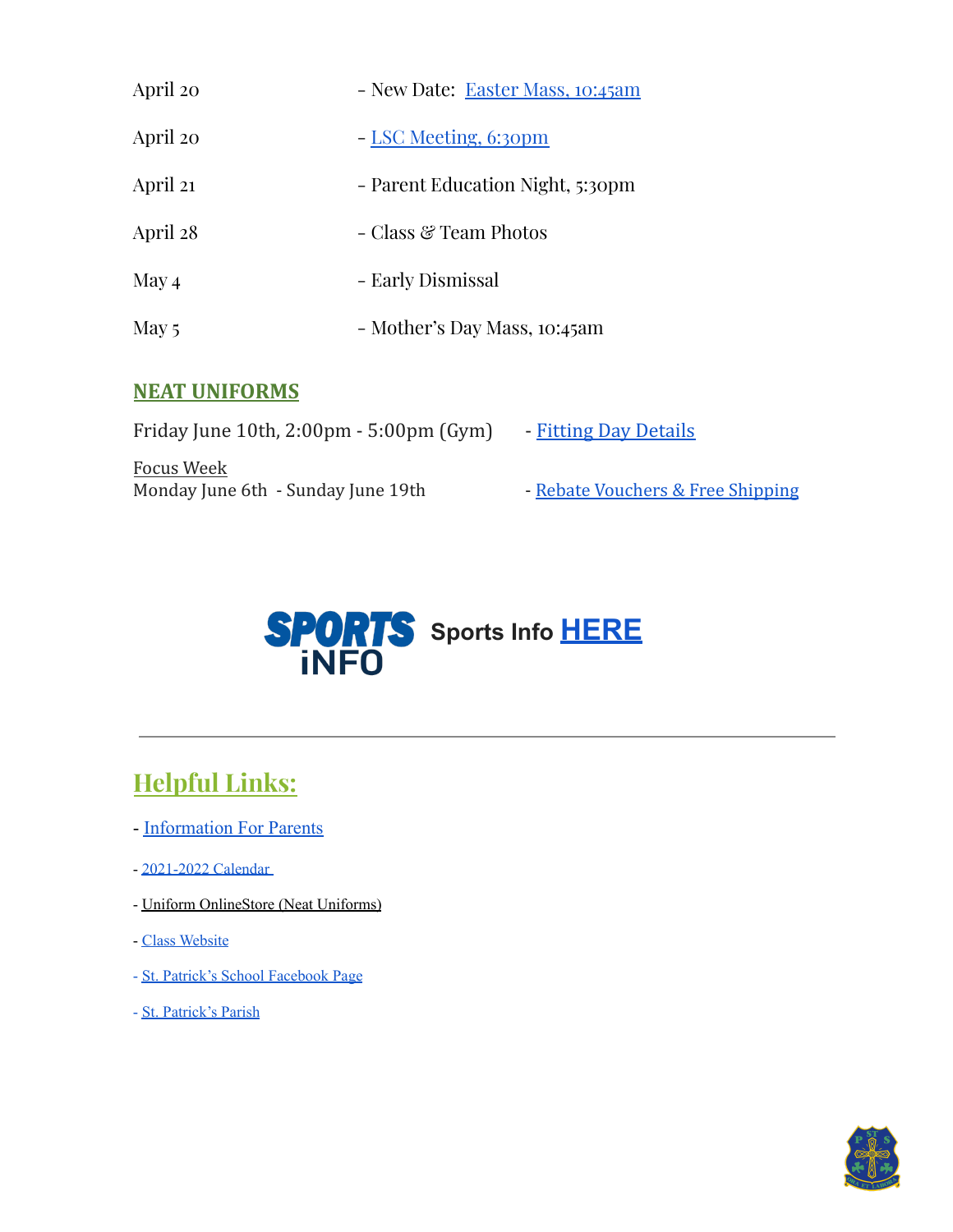| | |
|---|---|
| April 20 | - New Date: Easter Mass, 10:45am |
| April 20 | - LSC Meeting, 6:30pm |
| April 21 | - Parent Education Night, 5:30pm |
| April 28 | - Class & Team Photos |
| May 4 | - Early Dismissal |
| May 5 | - Mother's Day Mass, 10:45am |

## NEAT UNIFORMS

Friday June 10th, 2:00pm - 5:00pm (Gym) - Fitting Day Details

Focus Week
Monday June 6th - Sunday June 19th - Rebate Vouchers & Free Shipping

SPORTS iNFO Sports Info HERE

---

## Helpful Links:

- Information For Parents
- 2021-2022 Calendar
- Uniform OnlineStore (Neat Uniforms)
- Class Website
- St. Patrick's School Facebook Page
- St. Patrick's Parish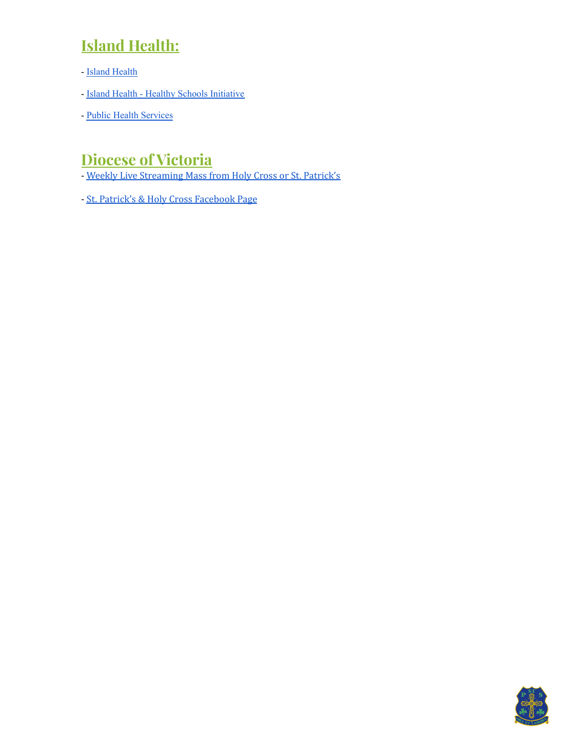## Island Health:

- Island Health

- Island Health - Healthy Schools Initiative

- Public Health Services

## Diocese of Victoria

- Weekly Live Streaming Mass from Holy Cross or St. Patrick's

- St. Patrick's & Holy Cross Facebook Page